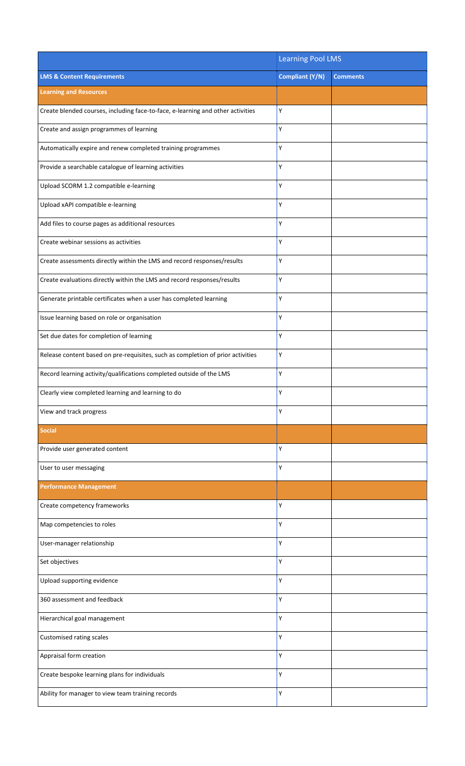| | Learning Pool LMS | |
|---|---|---|
| **LMS & Content Requirements** | **Compliant (Y/N)** | **Comments** |
| **Learning and Resources** | | |
| Create blended courses, including face-to-face, e-learning and other activities | Y | |
| Create and assign programmes of learning | Y | |
| Automatically expire and renew completed training programmes | Y | |
| Provide a searchable catalogue of learning activities | Y | |
| Upload SCORM 1.2 compatible e-learning | Y | |
| Upload xAPI compatible e-learning | Y | |
| Add files to course pages as additional resources | Y | |
| Create webinar sessions as activities | Y | |
| Create assessments directly within the LMS and record responses/results | Y | |
| Create evaluations directly within the LMS and record responses/results | Y | |
| Generate printable certificates when a user has completed learning | Y | |
| Issue learning based on role or organisation | Y | |
| Set due dates for completion of learning | Y | |
| Release content based on pre-requisites, such as completion of prior activities | Y | |
| Record learning activity/qualifications completed outside of the LMS | Y | |
| Clearly view completed learning and learning to do | Y | |
| View and track progress | Y | |
| **Social** | | |
| Provide user generated content | Y | |
| User to user messaging | Y | |
| **Performance Management** | | |
| Create competency frameworks | Y | |
| Map competencies to roles | Y | |
| User-manager relationship | Y | |
| Set objectives | Y | |
| Upload supporting evidence | Y | |
| 360 assessment and feedback | Y | |
| Hierarchical goal management | Y | |
| Customised rating scales | Y | |
| Appraisal form creation | Y | |
| Create bespoke learning plans for individuals | Y | |
| Ability for manager to view team training records | Y | |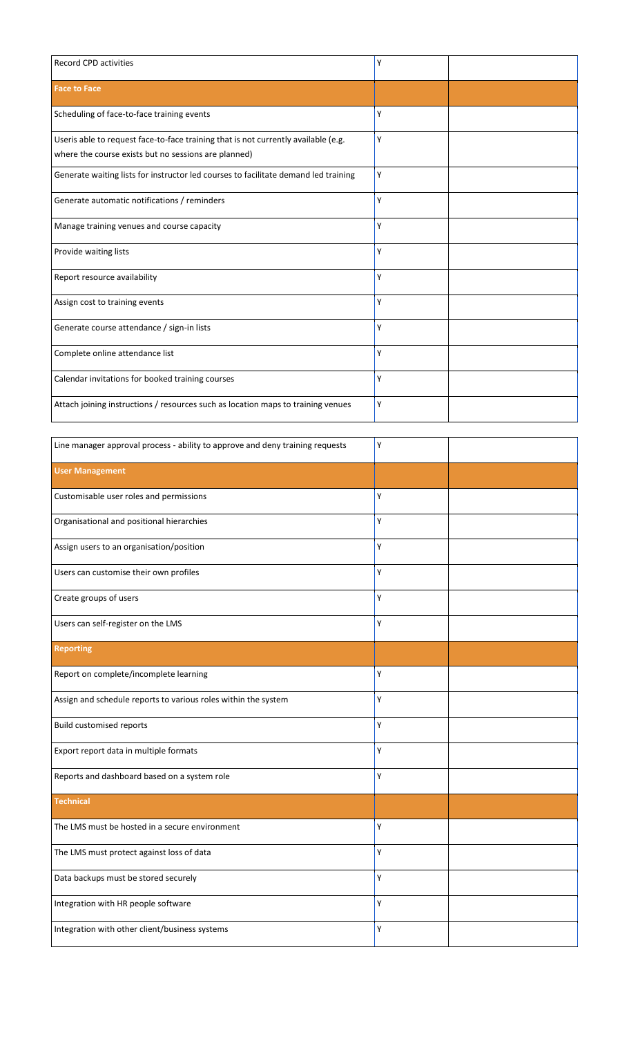| | | |
|---|---|---|
| Record CPD activities | Y | |
| **Face to Face** | | |
| Scheduling of face-to-face training events | Y | |
| Useris able to request face-to-face training that is not currently available (e.g. where the course exists but no sessions are planned) | Y | |
| Generate waiting lists for instructor led courses to facilitate demand led training | Y | |
| Generate automatic notifications / reminders | Y | |
| Manage training venues and course capacity | Y | |
| Provide waiting lists | Y | |
| Report resource availability | Y | |
| Assign cost to training events | Y | |
| Generate course attendance / sign-in lists | Y | |
| Complete online attendance list | Y | |
| Calendar invitations for booked training courses | Y | |
| Attach joining instructions / resources such as location maps to training venues | Y | |

| | | |
|---|---|---|
| Line manager approval process - ability to approve and deny training requests | Y | |
| **User Management** | | |
| Customisable user roles and permissions | Y | |
| Organisational and positional hierarchies | Y | |
| Assign users to an organisation/position | Y | |
| Users can customise their own profiles | Y | |
| Create groups of users | Y | |
| Users can self-register on the LMS | Y | |
| **Reporting** | | |
| Report on complete/incomplete learning | Y | |
| Assign and schedule reports to various roles within the system | Y | |
| Build customised reports | Y | |
| Export report data in multiple formats | Y | |
| Reports and dashboard based on a system role | Y | |
| **Technical** | | |
| The LMS must be hosted in a secure environment | Y | |
| The LMS must protect against loss of data | Y | |
| Data backups must be stored securely | Y | |
| Integration with HR people software | Y | |
| Integration with other client/business systems | Y | |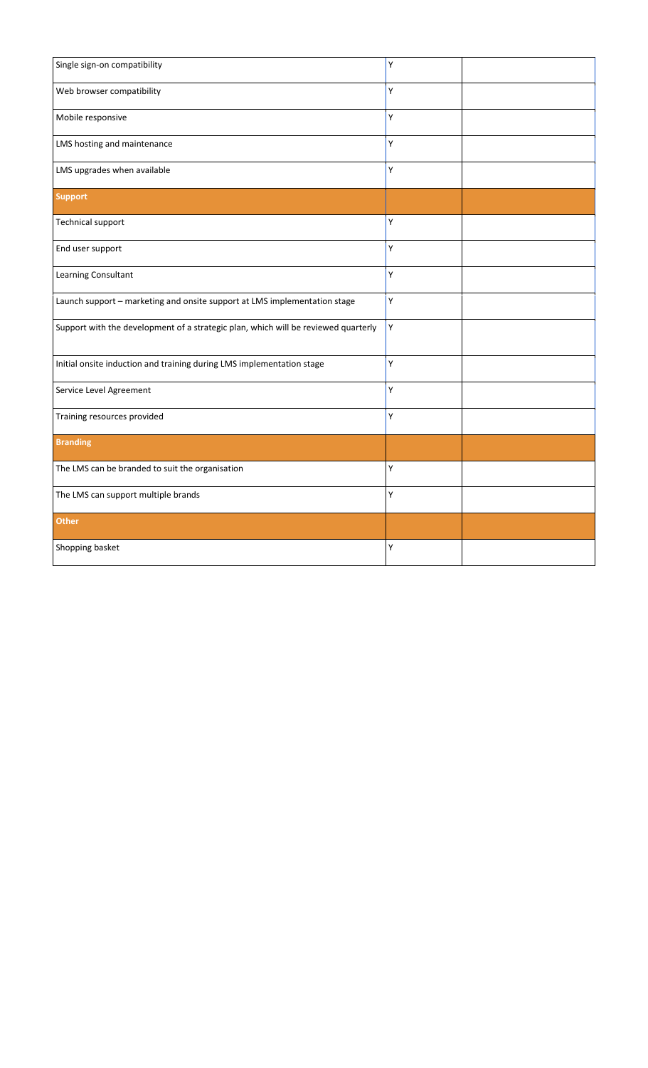| | | |
|---|---|---|
| Single sign-on compatibility | Y | |
| Web browser compatibility | Y | |
| Mobile responsive | Y | |
| LMS hosting and maintenance | Y | |
| LMS upgrades when available | Y | |
| **Support** | | |
| Technical support | Y | |
| End user support | Y | |
| Learning Consultant | Y | |
| Launch support – marketing and onsite support at LMS implementation stage | Y | |
| Support with the development of a strategic plan, which will be reviewed quarterly | Y | |
| Initial onsite induction and training during LMS implementation stage | Y | |
| Service Level Agreement | Y | |
| Training resources provided | Y | |
| **Branding** | | |
| The LMS can be branded to suit the organisation | Y | |
| The LMS can support multiple brands | Y | |
| **Other** | | |
| Shopping basket | Y | |